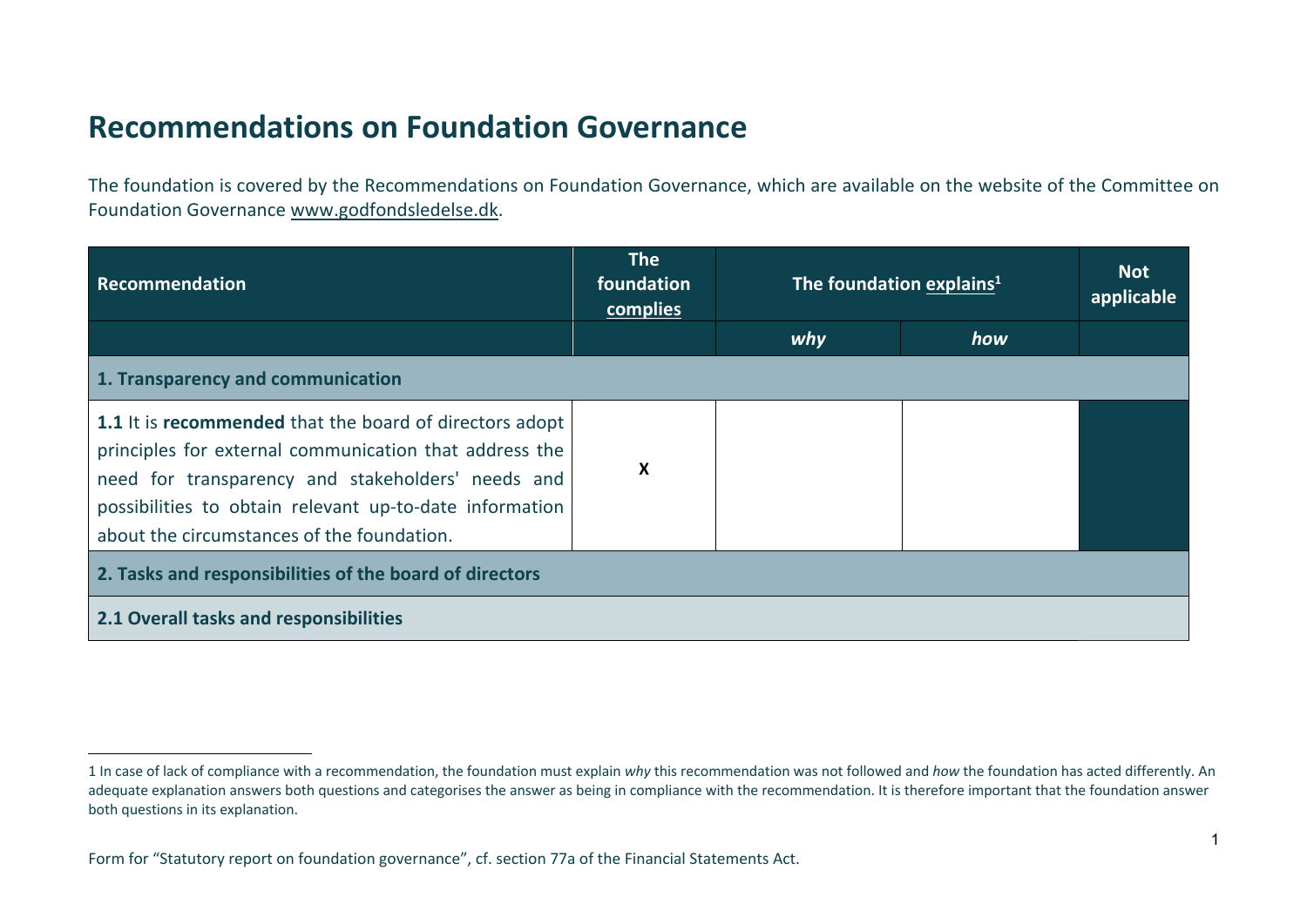# Recommendations on Foundation Governance

The foundation is covered by the Recommendations on Foundation Governance, which are available on the website of the Committee on Foundation Governance www.godfondsledelse.dk.

| Recommendation | The foundation complies | The foundation explains[1] | | Not applicable |
|---|---|---|---|---|
| | | *why* | *how* | |
| **1. Transparency and communication** | | | | |
| **1.1** It is **recommended** that the board of directors adopt principles for external communication that address the need for transparency and stakeholders' needs and possibilities to obtain relevant up-to-date information about the circumstances of the foundation. | **X** | | | |
| **2. Tasks and responsibilities of the board of directors** | | | | |
| **2.1 Overall tasks and responsibilities** | | | | |

1 In case of lack of compliance with a recommendation, the foundation must explain *why* this recommendation was not followed and *how* the foundation has acted differently. An adequate explanation answers both questions and categorises the answer as being in compliance with the recommendation. It is therefore important that the foundation answer both questions in its explanation.

Form for "Statutory report on foundation governance", cf. section 77a of the Financial Statements Act.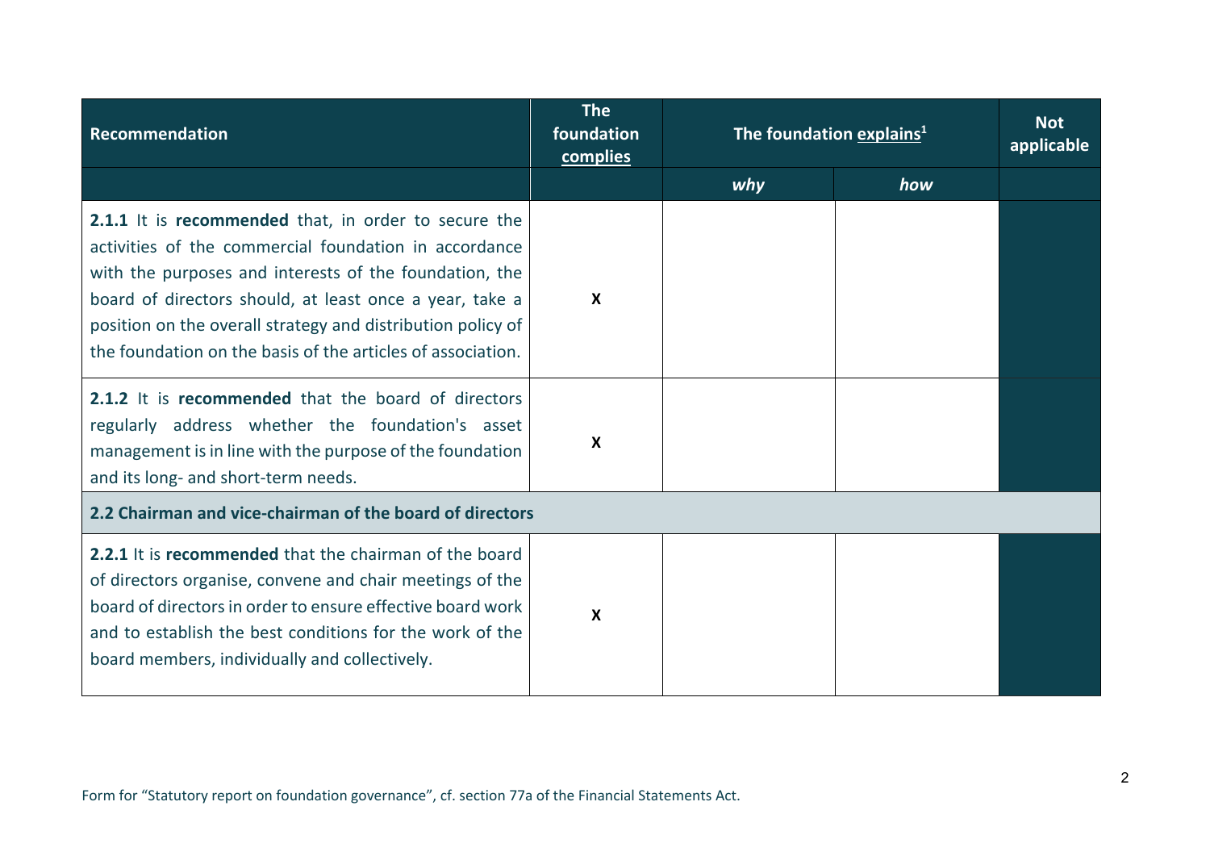| Recommendation | The foundation complies | The foundation explains[1] | | Not applicable |
|---|---|---|---|---|
| | | *why* | *how* | |
| **2.1.1** It is **recommended** that, in order to secure the activities of the commercial foundation in accordance with the purposes and interests of the foundation, the board of directors should, at least once a year, take a position on the overall strategy and distribution policy of the foundation on the basis of the articles of association. | **X** | | | |
| **2.1.2** It is **recommended** that the board of directors regularly address whether the foundation's asset management is in line with the purpose of the foundation and its long- and short-term needs. | **X** | | | |
| **2.2 Chairman and vice-chairman of the board of directors** | | | | |
| **2.2.1** It is **recommended** that the chairman of the board of directors organise, convene and chair meetings of the board of directors in order to ensure effective board work and to establish the best conditions for the work of the board members, individually and collectively. | **X** | | | |

Form for "Statutory report on foundation governance", cf. section 77a of the Financial Statements Act.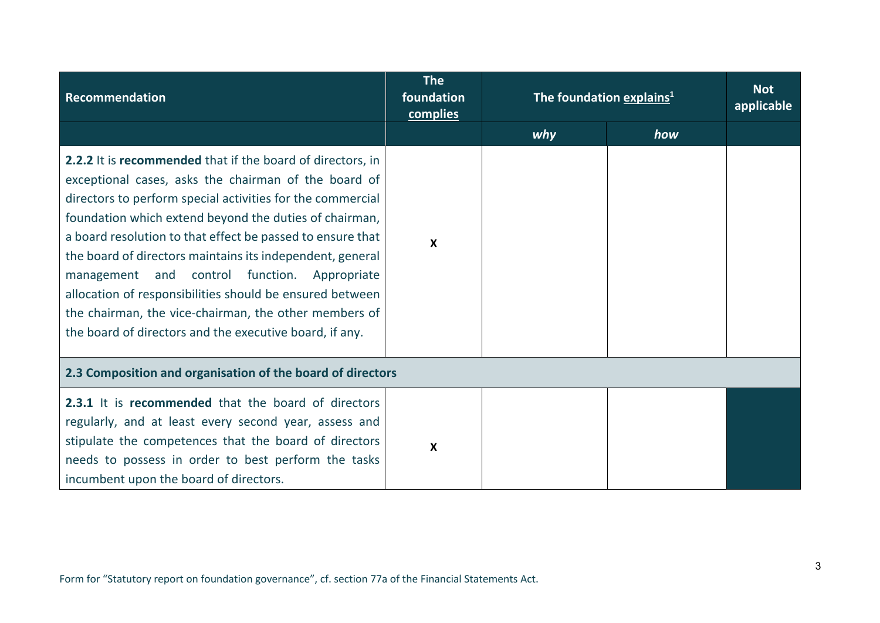| Recommendation | The foundation complies | The foundation explains[1] | | Not applicable |
|---|---|---|---|---|
| | | *why* | *how* | |
| **2.2.2** It is **recommended** that if the board of directors, in exceptional cases, asks the chairman of the board of directors to perform special activities for the commercial foundation which extend beyond the duties of chairman, a board resolution to that effect be passed to ensure that the board of directors maintains its independent, general management and control function. Appropriate allocation of responsibilities should be ensured between the chairman, the vice-chairman, the other members of the board of directors and the executive board, if any. | X | | | |
| **2.3 Composition and organisation of the board of directors** | | | | |
| **2.3.1** It is **recommended** that the board of directors regularly, and at least every second year, assess and stipulate the competences that the board of directors needs to possess in order to best perform the tasks incumbent upon the board of directors. | X | | | |

Form for "Statutory report on foundation governance", cf. section 77a of the Financial Statements Act.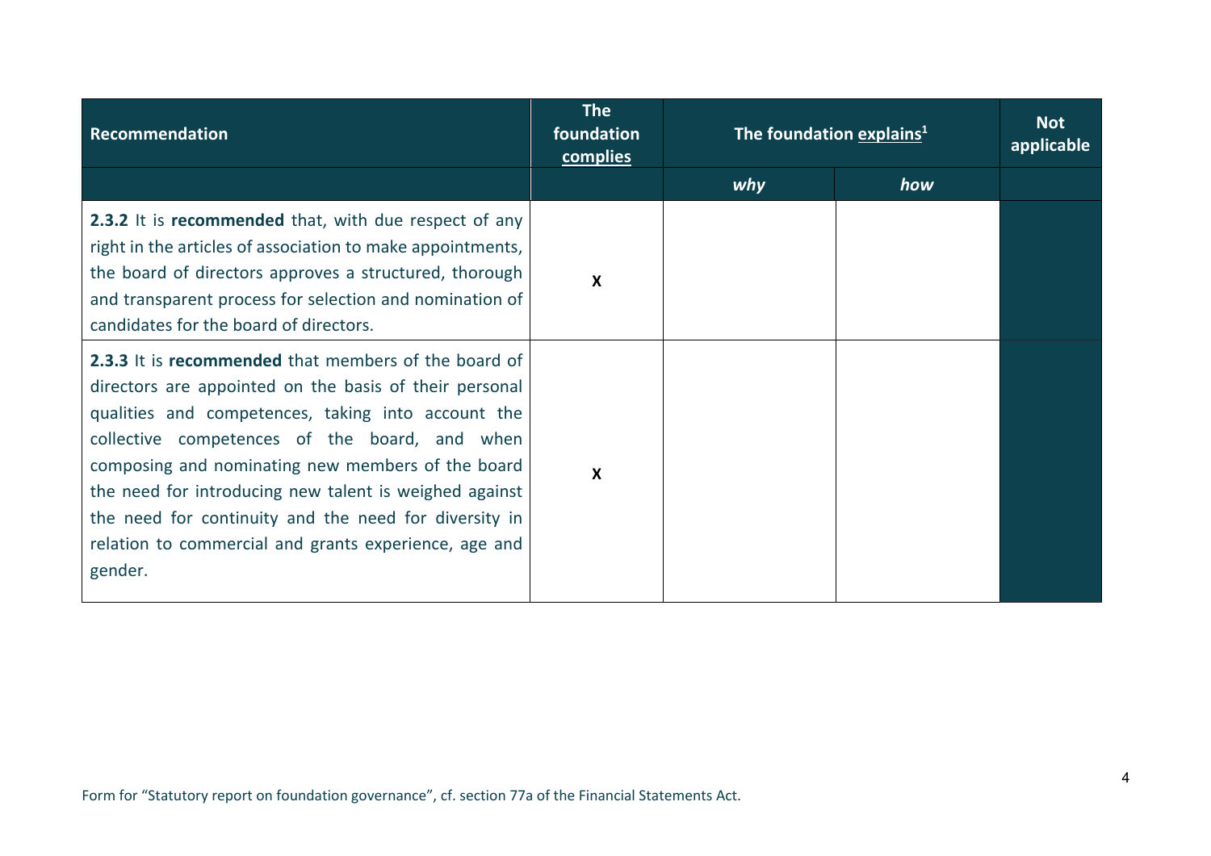| Recommendation | The foundation complies | The foundation explains[1] | | Not applicable |
|---|---|---|---|---|
| | | *why* | *how* | |
| **2.3.2** It is **recommended** that, with due respect of any right in the articles of association to make appointments, the board of directors approves a structured, thorough and transparent process for selection and nomination of candidates for the board of directors. | X | | | |
| **2.3.3** It is **recommended** that members of the board of directors are appointed on the basis of their personal qualities and competences, taking into account the collective competences of the board, and when composing and nominating new members of the board the need for introducing new talent is weighed against the need for continuity and the need for diversity in relation to commercial and grants experience, age and gender. | X | | | |

Form for "Statutory report on foundation governance", cf. section 77a of the Financial Statements Act.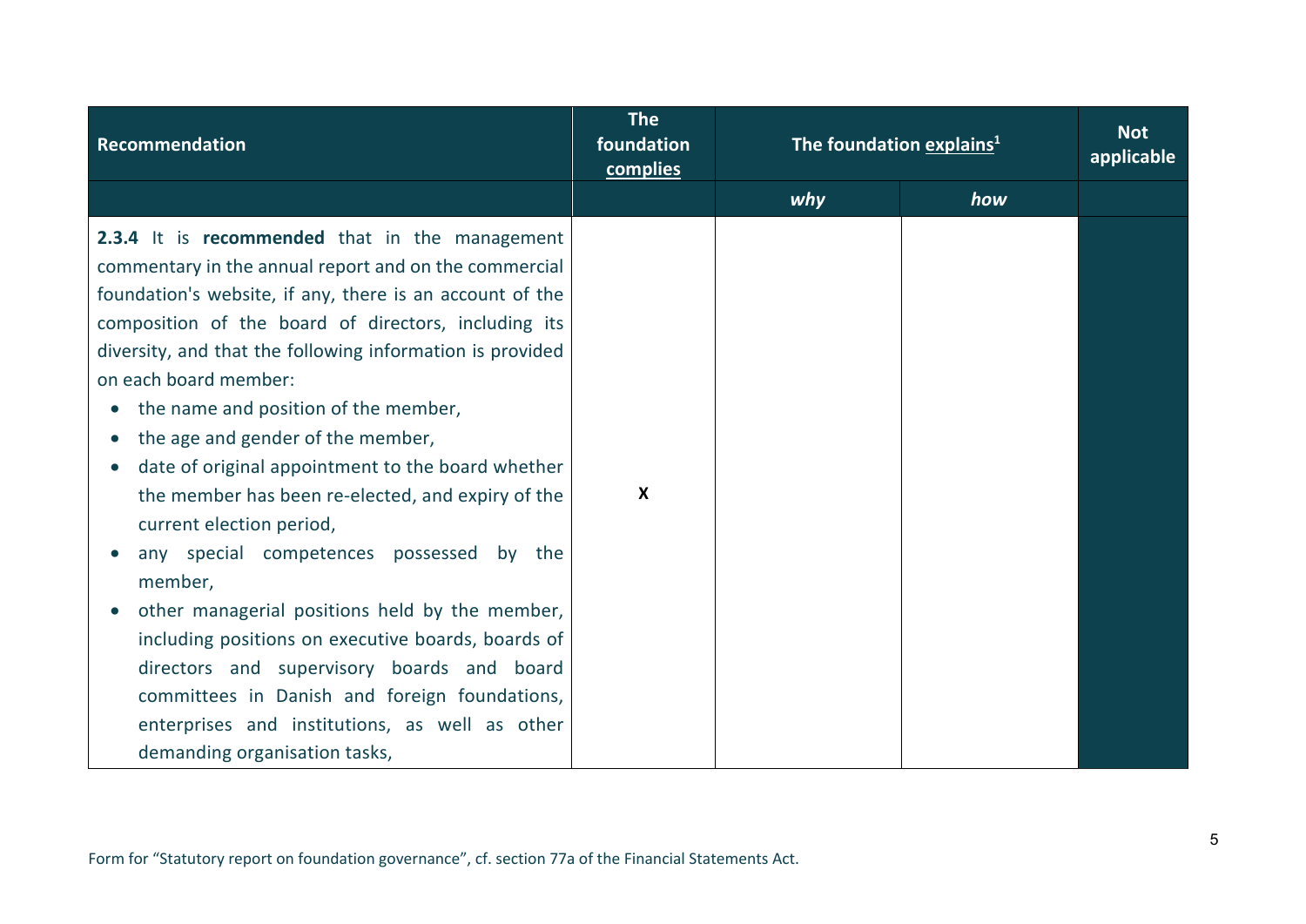| Recommendation | The foundation complies | The foundation explains[1] | | Not applicable |
|---|---|---|---|---|
| | | *why* | *how* | |
| **2.3.4** It is **recommended** that in the management commentary in the annual report and on the commercial foundation's website, if any, there is an account of the composition of the board of directors, including its diversity, and that the following information is provided on each board member:<br>• the name and position of the member,<br>• the age and gender of the member,<br>• date of original appointment to the board whether the member has been re-elected, and expiry of the current election period,<br>• any special competences possessed by the member,<br>• other managerial positions held by the member, including positions on executive boards, boards of directors and supervisory boards and board committees in Danish and foreign foundations, enterprises and institutions, as well as other demanding organisation tasks, | X | | | |

Form for "Statutory report on foundation governance", cf. section 77a of the Financial Statements Act.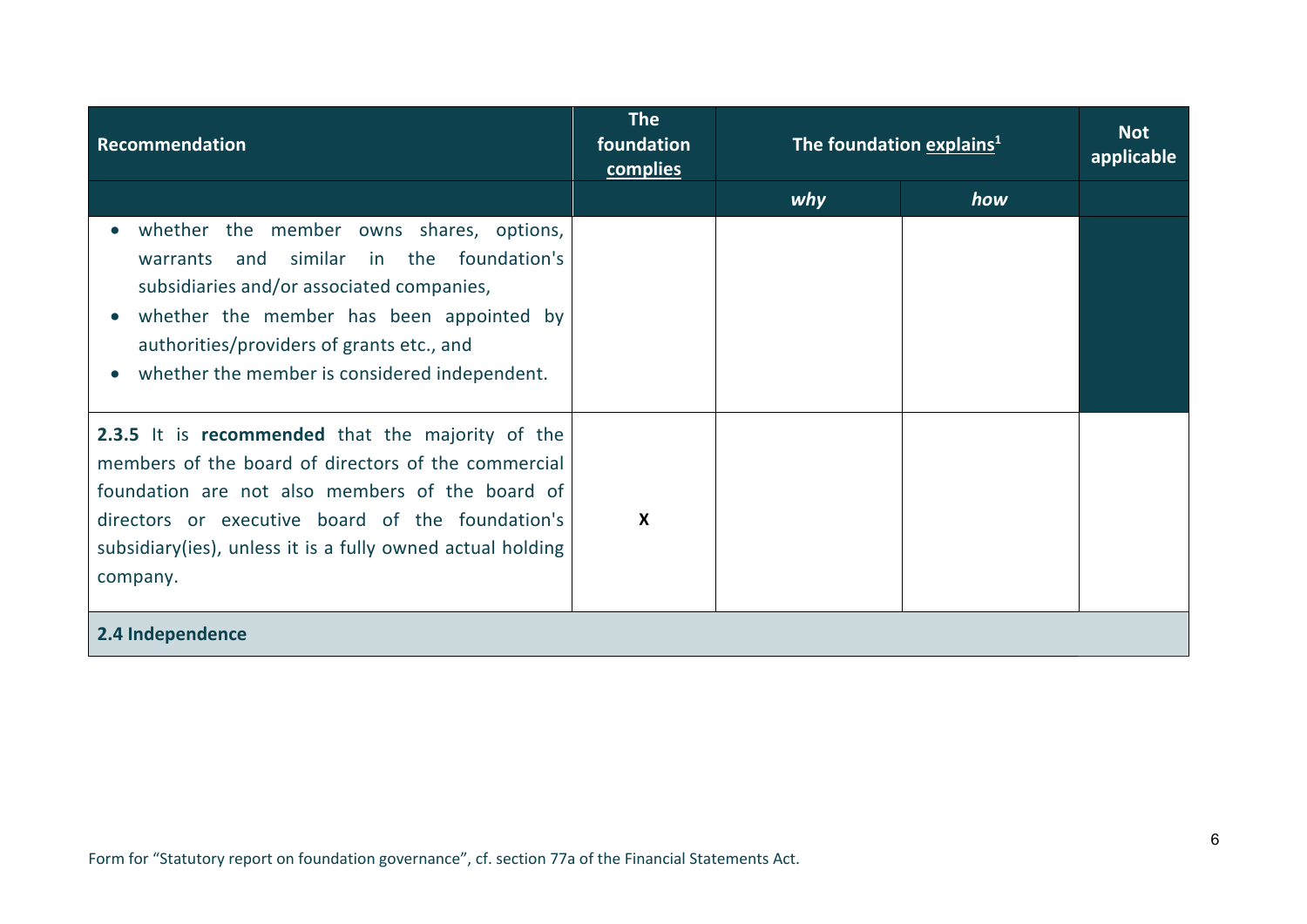| Recommendation | The foundation complies | The foundation explains[1] | | Not applicable |
|---|---|---|---|---|
| | | *why* | *how* | |
| • whether the member owns shares, options, warrants and similar in the foundation's subsidiaries and/or associated companies,<br>• whether the member has been appointed by authorities/providers of grants etc., and<br>• whether the member is considered independent. | | | | |
| **2.3.5** It is **recommended** that the majority of the members of the board of directors of the commercial foundation are not also members of the board of directors or executive board of the foundation's subsidiary(ies), unless it is a fully owned actual holding company. | X | | | |
| **2.4 Independence** | | | | |

Form for "Statutory report on foundation governance", cf. section 77a of the Financial Statements Act.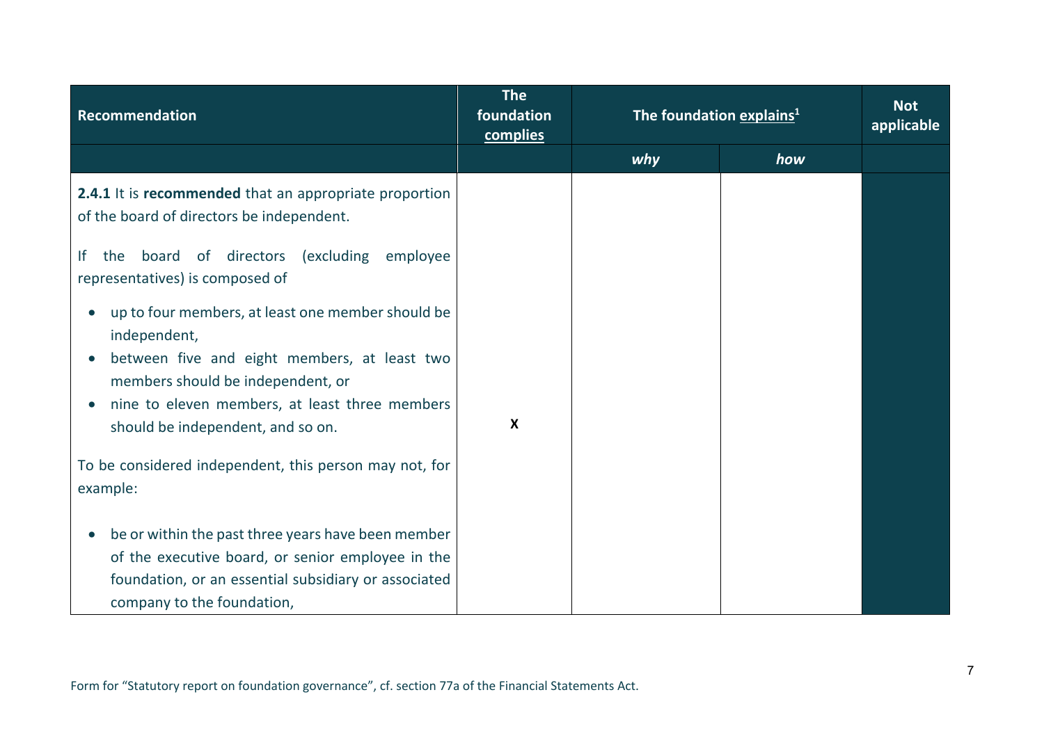| Recommendation | The foundation complies | The foundation explains[1] | | Not applicable |
|---|---|---|---|---|
| | | *why* | *how* | |
| **2.4.1** It is **recommended** that an appropriate proportion of the board of directors be independent.<br><br>If the board of directors (excluding employee representatives) is composed of<br><br>• up to four members, at least one member should be independent,<br>• between five and eight members, at least two members should be independent, or<br>• nine to eleven members, at least three members should be independent, and so on.<br><br>To be considered independent, this person may not, for example:<br><br>• be or within the past three years have been member of the executive board, or senior employee in the foundation, or an essential subsidiary or associated company to the foundation, | X | | | |

Form for "Statutory report on foundation governance", cf. section 77a of the Financial Statements Act.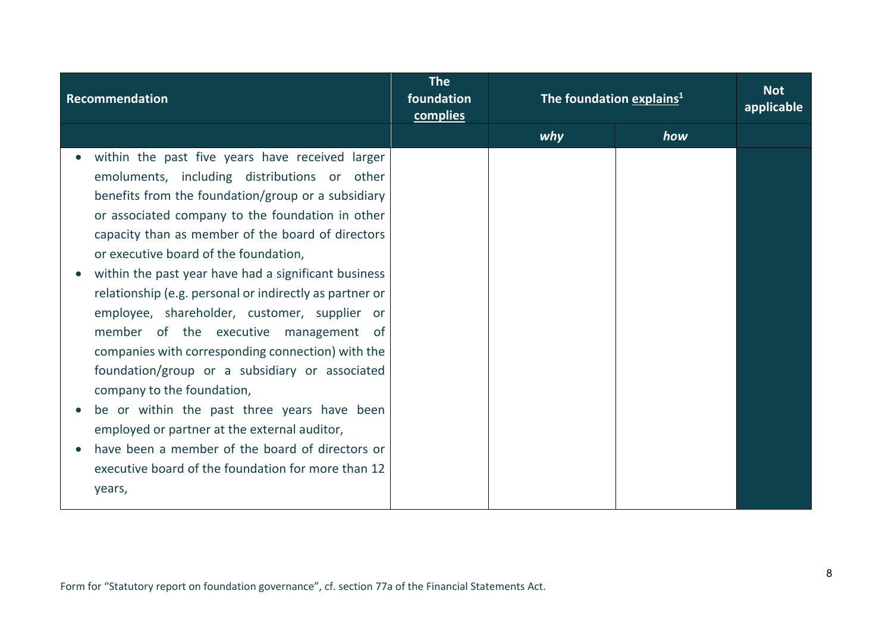| Recommendation | The foundation complies | The foundation explains[1] | | Not applicable |
|---|---|---|---|---|
| | | *why* | *how* | |
| • within the past five years have received larger emoluments, including distributions or other benefits from the foundation/group or a subsidiary or associated company to the foundation in other capacity than as member of the board of directors or executive board of the foundation,<br>• within the past year have had a significant business relationship (e.g. personal or indirectly as partner or employee, shareholder, customer, supplier or member of the executive management of companies with corresponding connection) with the foundation/group or a subsidiary or associated company to the foundation,<br>• be or within the past three years have been employed or partner at the external auditor,<br>• have been a member of the board of directors or executive board of the foundation for more than 12 years, | | | | |

Form for "Statutory report on foundation governance", cf. section 77a of the Financial Statements Act.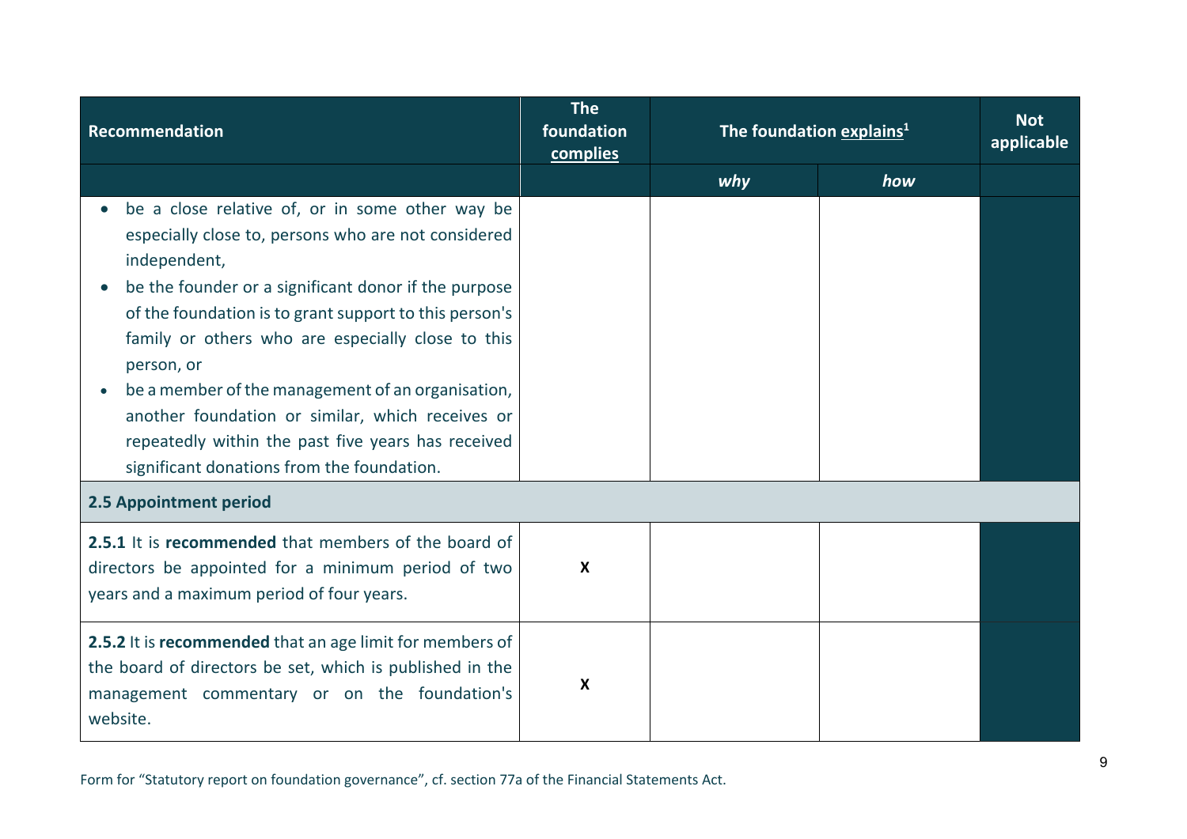| Recommendation | The foundation complies | The foundation explains[1] | | Not applicable |
| --- | --- | --- | --- | --- |
| | | *why* | *how* | |
| • be a close relative of, or in some other way be especially close to, persons who are not considered independent,<br>• be the founder or a significant donor if the purpose of the foundation is to grant support to this person's family or others who are especially close to this person, or<br>• be a member of the management of an organisation, another foundation or similar, which receives or repeatedly within the past five years has received significant donations from the foundation. | | | | |
| **2.5 Appointment period** | | | | |
| **2.5.1** It is **recommended** that members of the board of directors be appointed for a minimum period of two years and a maximum period of four years. | X | | | |
| **2.5.2** It is **recommended** that an age limit for members of the board of directors be set, which is published in the management commentary or on the foundation's website. | X | | | |

Form for "Statutory report on foundation governance", cf. section 77a of the Financial Statements Act.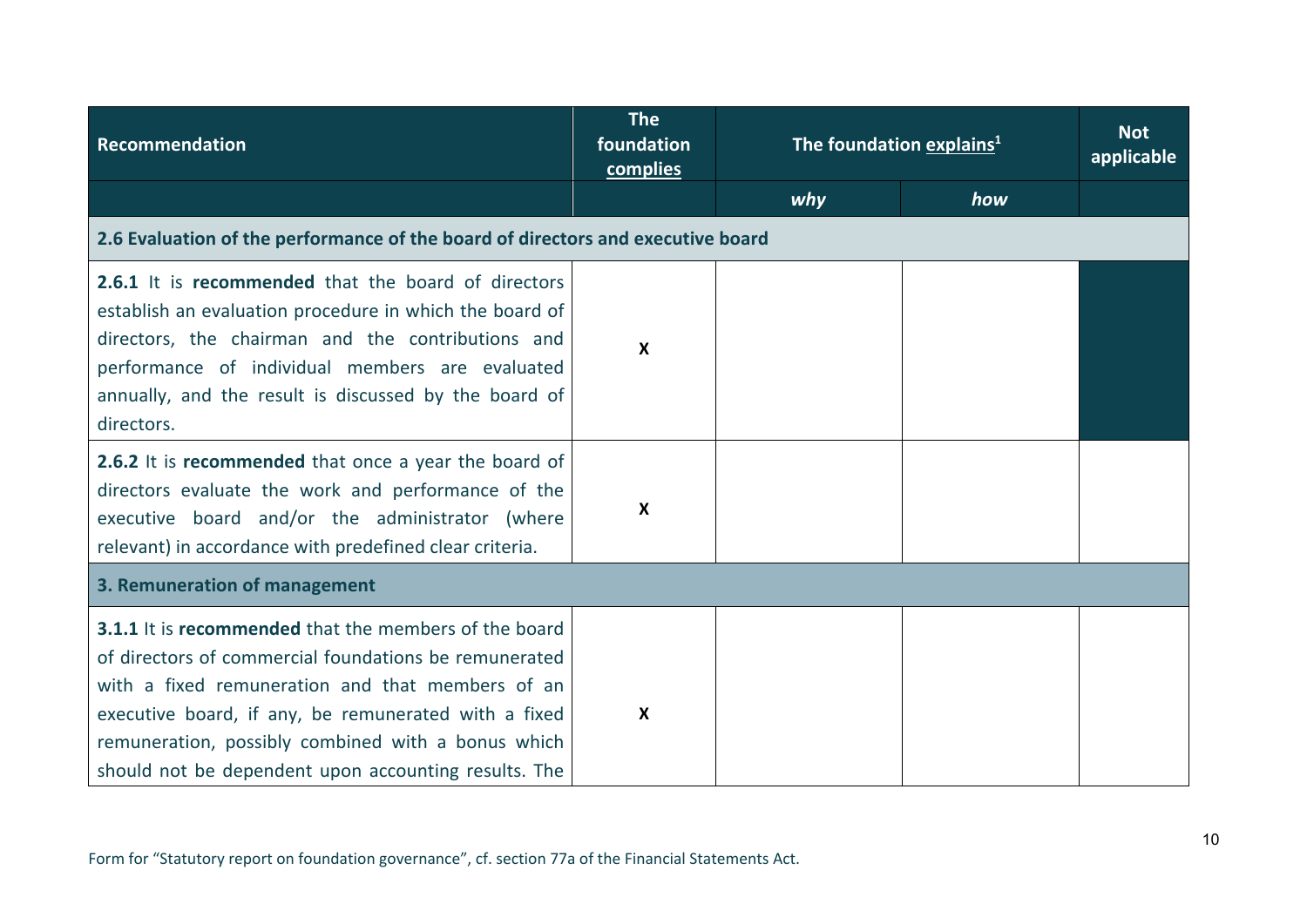| Recommendation | The foundation complies | The foundation explains[1] | | Not applicable |
|---|---|---|---|---|
| | | *why* | *how* | |
| **2.6 Evaluation of the performance of the board of directors and executive board** | | | | |
| **2.6.1** It is **recommended** that the board of directors establish an evaluation procedure in which the board of directors, the chairman and the contributions and performance of individual members are evaluated annually, and the result is discussed by the board of directors. | X | | | |
| **2.6.2** It is **recommended** that once a year the board of directors evaluate the work and performance of the executive board and/or the administrator (where relevant) in accordance with predefined clear criteria. | X | | | |
| **3. Remuneration of management** | | | | |
| **3.1.1** It is **recommended** that the members of the board of directors of commercial foundations be remunerated with a fixed remuneration and that members of an executive board, if any, be remunerated with a fixed remuneration, possibly combined with a bonus which should not be dependent upon accounting results. The | X | | | |

Form for "Statutory report on foundation governance", cf. section 77a of the Financial Statements Act.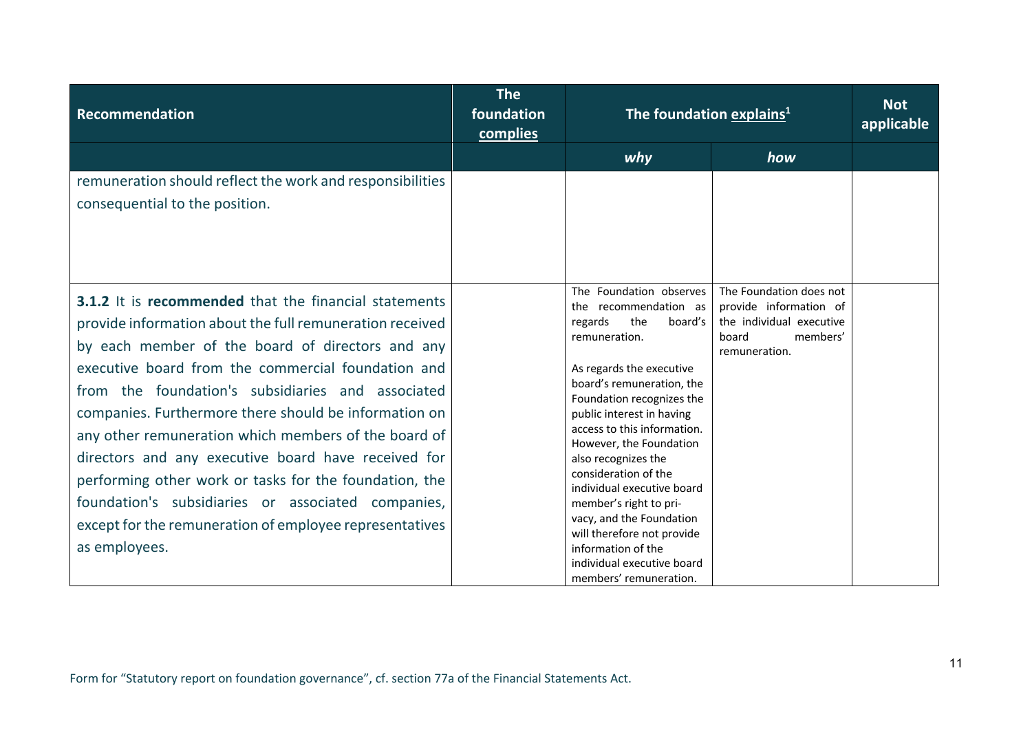| Recommendation | The foundation complies | The foundation explains[1] | | Not applicable |
|---|---|---|---|---|
| | | *why* | *how* | |
| remuneration should reflect the work and responsibilities consequential to the position. | | | | |
| **3.1.2** It is **recommended** that the financial statements provide information about the full remuneration received by each member of the board of directors and any executive board from the commercial foundation and from the foundation's subsidiaries and associated companies. Furthermore there should be information on any other remuneration which members of the board of directors and any executive board have received for performing other work or tasks for the foundation, the foundation's subsidiaries or associated companies, except for the remuneration of employee representatives as employees. | | The Foundation observes the recommendation as regards the board's remuneration.<br><br>As regards the executive board's remuneration, the Foundation recognizes the public interest in having access to this information. However, the Foundation also recognizes the consideration of the individual executive board member's right to privacy, and the Foundation will therefore not provide information of the individual executive board members' remuneration. | The Foundation does not provide information of the individual executive board members' remuneration. | |

Form for "Statutory report on foundation governance", cf. section 77a of the Financial Statements Act.